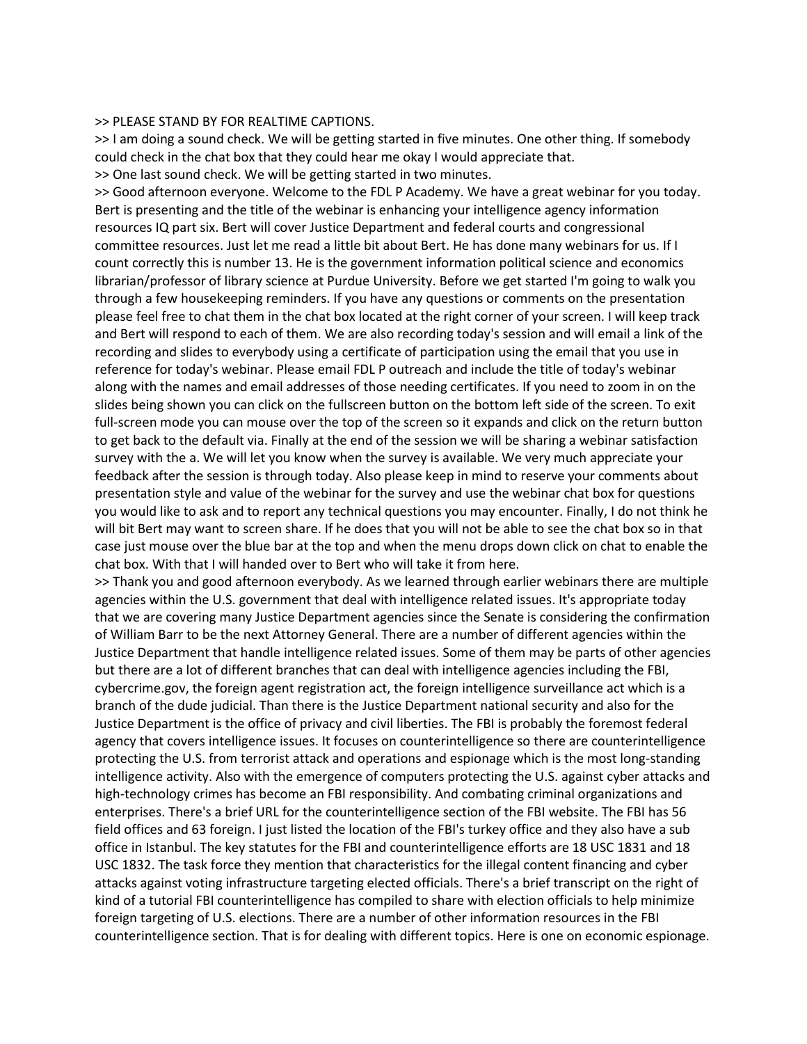>> PLEASE STAND BY FOR REALTIME CAPTIONS.

>> I am doing a sound check. We will be getting started in five minutes. One other thing. If somebody could check in the chat box that they could hear me okay I would appreciate that.

>> One last sound check. We will be getting started in two minutes.

>> Good afternoon everyone. Welcome to the FDL P Academy. We have a great webinar for you today. Bert is presenting and the title of the webinar is enhancing your intelligence agency information resources IQ part six. Bert will cover Justice Department and federal courts and congressional committee resources. Just let me read a little bit about Bert. He has done many webinars for us. If I count correctly this is number 13. He is the government information political science and economics librarian/professor of library science at Purdue University. Before we get started I'm going to walk you through a few housekeeping reminders. If you have any questions or comments on the presentation please feel free to chat them in the chat box located at the right corner of your screen. I will keep track and Bert will respond to each of them. We are also recording today's session and will email a link of the recording and slides to everybody using a certificate of participation using the email that you use in reference for today's webinar. Please email FDL P outreach and include the title of today's webinar along with the names and email addresses of those needing certificates. If you need to zoom in on the slides being shown you can click on the fullscreen button on the bottom left side of the screen. To exit full-screen mode you can mouse over the top of the screen so it expands and click on the return button to get back to the default via. Finally at the end of the session we will be sharing a webinar satisfaction survey with the a. We will let you know when the survey is available. We very much appreciate your feedback after the session is through today. Also please keep in mind to reserve your comments about presentation style and value of the webinar for the survey and use the webinar chat box for questions you would like to ask and to report any technical questions you may encounter. Finally, I do not think he will bit Bert may want to screen share. If he does that you will not be able to see the chat box so in that case just mouse over the blue bar at the top and when the menu drops down click on chat to enable the chat box. With that I will handed over to Bert who will take it from here.

>> Thank you and good afternoon everybody. As we learned through earlier webinars there are multiple agencies within the U.S. government that deal with intelligence related issues. It's appropriate today that we are covering many Justice Department agencies since the Senate is considering the confirmation of William Barr to be the next Attorney General. There are a number of different agencies within the Justice Department that handle intelligence related issues. Some of them may be parts of other agencies but there are a lot of different branches that can deal with intelligence agencies including the FBI, cybercrime.gov, the foreign agent registration act, the foreign intelligence surveillance act which is a branch of the dude judicial. Than there is the Justice Department national security and also for the Justice Department is the office of privacy and civil liberties. The FBI is probably the foremost federal agency that covers intelligence issues. It focuses on counterintelligence so there are counterintelligence protecting the U.S. from terrorist attack and operations and espionage which is the most long-standing intelligence activity. Also with the emergence of computers protecting the U.S. against cyber attacks and high-technology crimes has become an FBI responsibility. And combating criminal organizations and enterprises. There's a brief URL for the counterintelligence section of the FBI website. The FBI has 56 field offices and 63 foreign. I just listed the location of the FBI's turkey office and they also have a sub office in Istanbul. The key statutes for the FBI and counterintelligence efforts are 18 USC 1831 and 18 USC 1832. The task force they mention that characteristics for the illegal content financing and cyber attacks against voting infrastructure targeting elected officials. There's a brief transcript on the right of kind of a tutorial FBI counterintelligence has compiled to share with election officials to help minimize foreign targeting of U.S. elections. There are a number of other information resources in the FBI counterintelligence section. That is for dealing with different topics. Here is one on economic espionage.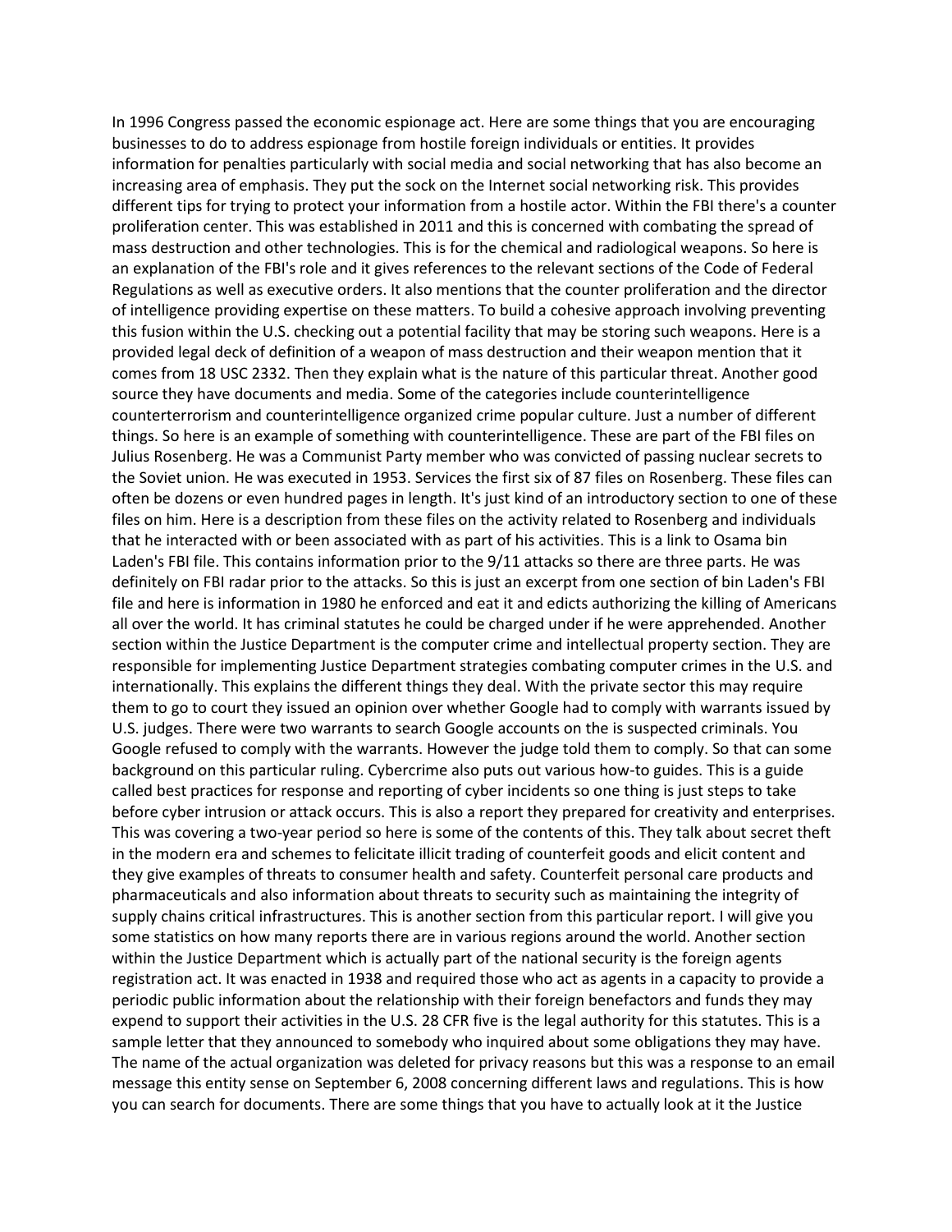In 1996 Congress passed the economic espionage act. Here are some things that you are encouraging businesses to do to address espionage from hostile foreign individuals or entities. It provides information for penalties particularly with social media and social networking that has also become an increasing area of emphasis. They put the sock on the Internet social networking risk. This provides different tips for trying to protect your information from a hostile actor. Within the FBI there's a counter proliferation center. This was established in 2011 and this is concerned with combating the spread of mass destruction and other technologies. This is for the chemical and radiological weapons. So here is an explanation of the FBI's role and it gives references to the relevant sections of the Code of Federal Regulations as well as executive orders. It also mentions that the counter proliferation and the director of intelligence providing expertise on these matters. To build a cohesive approach involving preventing this fusion within the U.S. checking out a potential facility that may be storing such weapons. Here is a provided legal deck of definition of a weapon of mass destruction and their weapon mention that it comes from 18 USC 2332. Then they explain what is the nature of this particular threat. Another good source they have documents and media. Some of the categories include counterintelligence counterterrorism and counterintelligence organized crime popular culture. Just a number of different things. So here is an example of something with counterintelligence. These are part of the FBI files on Julius Rosenberg. He was a Communist Party member who was convicted of passing nuclear secrets to the Soviet union. He was executed in 1953. Services the first six of 87 files on Rosenberg. These files can often be dozens or even hundred pages in length. It's just kind of an introductory section to one of these files on him. Here is a description from these files on the activity related to Rosenberg and individuals that he interacted with or been associated with as part of his activities. This is a link to Osama bin Laden's FBI file. This contains information prior to the 9/11 attacks so there are three parts. He was definitely on FBI radar prior to the attacks. So this is just an excerpt from one section of bin Laden's FBI file and here is information in 1980 he enforced and eat it and edicts authorizing the killing of Americans all over the world. It has criminal statutes he could be charged under if he were apprehended. Another section within the Justice Department is the computer crime and intellectual property section. They are responsible for implementing Justice Department strategies combating computer crimes in the U.S. and internationally. This explains the different things they deal. With the private sector this may require them to go to court they issued an opinion over whether Google had to comply with warrants issued by U.S. judges. There were two warrants to search Google accounts on the is suspected criminals. You Google refused to comply with the warrants. However the judge told them to comply. So that can some background on this particular ruling. Cybercrime also puts out various how-to guides. This is a guide called best practices for response and reporting of cyber incidents so one thing is just steps to take before cyber intrusion or attack occurs. This is also a report they prepared for creativity and enterprises. This was covering a two-year period so here is some of the contents of this. They talk about secret theft in the modern era and schemes to felicitate illicit trading of counterfeit goods and elicit content and they give examples of threats to consumer health and safety. Counterfeit personal care products and pharmaceuticals and also information about threats to security such as maintaining the integrity of supply chains critical infrastructures. This is another section from this particular report. I will give you some statistics on how many reports there are in various regions around the world. Another section within the Justice Department which is actually part of the national security is the foreign agents registration act. It was enacted in 1938 and required those who act as agents in a capacity to provide a periodic public information about the relationship with their foreign benefactors and funds they may expend to support their activities in the U.S. 28 CFR five is the legal authority for this statutes. This is a sample letter that they announced to somebody who inquired about some obligations they may have. The name of the actual organization was deleted for privacy reasons but this was a response to an email message this entity sense on September 6, 2008 concerning different laws and regulations. This is how you can search for documents. There are some things that you have to actually look at it the Justice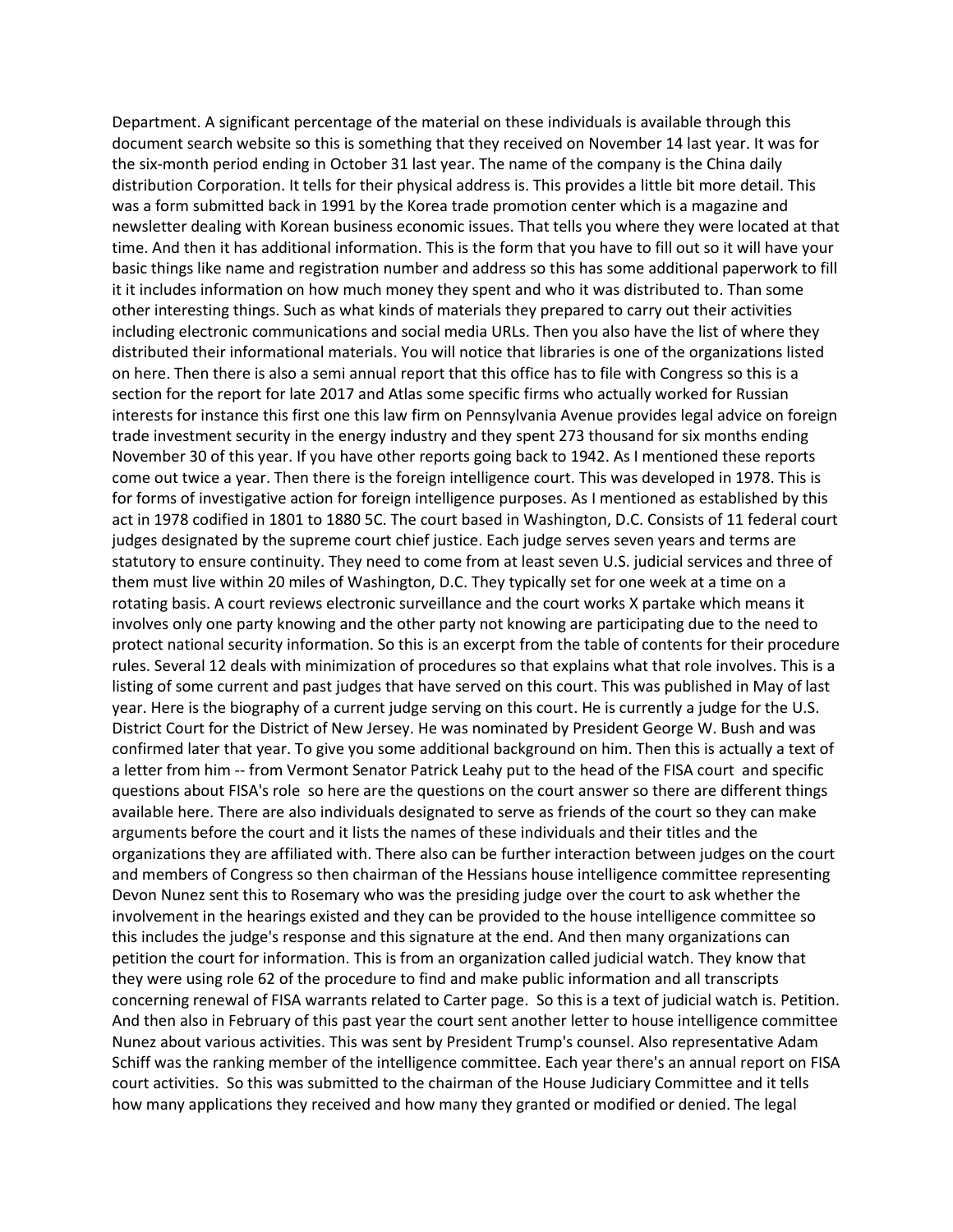Department. A significant percentage of the material on these individuals is available through this document search website so this is something that they received on November 14 last year. It was for the six-month period ending in October 31 last year. The name of the company is the China daily distribution Corporation. It tells for their physical address is. This provides a little bit more detail. This was a form submitted back in 1991 by the Korea trade promotion center which is a magazine and newsletter dealing with Korean business economic issues. That tells you where they were located at that time. And then it has additional information. This is the form that you have to fill out so it will have your basic things like name and registration number and address so this has some additional paperwork to fill it it includes information on how much money they spent and who it was distributed to. Than some other interesting things. Such as what kinds of materials they prepared to carry out their activities including electronic communications and social media URLs. Then you also have the list of where they distributed their informational materials. You will notice that libraries is one of the organizations listed on here. Then there is also a semi annual report that this office has to file with Congress so this is a section for the report for late 2017 and Atlas some specific firms who actually worked for Russian interests for instance this first one this law firm on Pennsylvania Avenue provides legal advice on foreign trade investment security in the energy industry and they spent 273 thousand for six months ending November 30 of this year. If you have other reports going back to 1942. As I mentioned these reports come out twice a year. Then there is the foreign intelligence court. This was developed in 1978. This is for forms of investigative action for foreign intelligence purposes. As I mentioned as established by this act in 1978 codified in 1801 to 1880 5C. The court based in Washington, D.C. Consists of 11 federal court judges designated by the supreme court chief justice. Each judge serves seven years and terms are statutory to ensure continuity. They need to come from at least seven U.S. judicial services and three of them must live within 20 miles of Washington, D.C. They typically set for one week at a time on a rotating basis. A court reviews electronic surveillance and the court works X partake which means it involves only one party knowing and the other party not knowing are participating due to the need to protect national security information. So this is an excerpt from the table of contents for their procedure rules. Several 12 deals with minimization of procedures so that explains what that role involves. This is a listing of some current and past judges that have served on this court. This was published in May of last year. Here is the biography of a current judge serving on this court. He is currently a judge for the U.S. District Court for the District of New Jersey. He was nominated by President George W. Bush and was confirmed later that year. To give you some additional background on him. Then this is actually a text of a letter from him -- from Vermont Senator Patrick Leahy put to the head of the FISA court and specific questions about FISA's role so here are the questions on the court answer so there are different things available here. There are also individuals designated to serve as friends of the court so they can make arguments before the court and it lists the names of these individuals and their titles and the organizations they are affiliated with. There also can be further interaction between judges on the court and members of Congress so then chairman of the Hessians house intelligence committee representing Devon Nunez sent this to Rosemary who was the presiding judge over the court to ask whether the involvement in the hearings existed and they can be provided to the house intelligence committee so this includes the judge's response and this signature at the end. And then many organizations can petition the court for information. This is from an organization called judicial watch. They know that they were using role 62 of the procedure to find and make public information and all transcripts concerning renewal of FISA warrants related to Carter page. So this is a text of judicial watch is. Petition. And then also in February of this past year the court sent another letter to house intelligence committee Nunez about various activities. This was sent by President Trump's counsel. Also representative Adam Schiff was the ranking member of the intelligence committee. Each year there's an annual report on FISA court activities. So this was submitted to the chairman of the House Judiciary Committee and it tells how many applications they received and how many they granted or modified or denied. The legal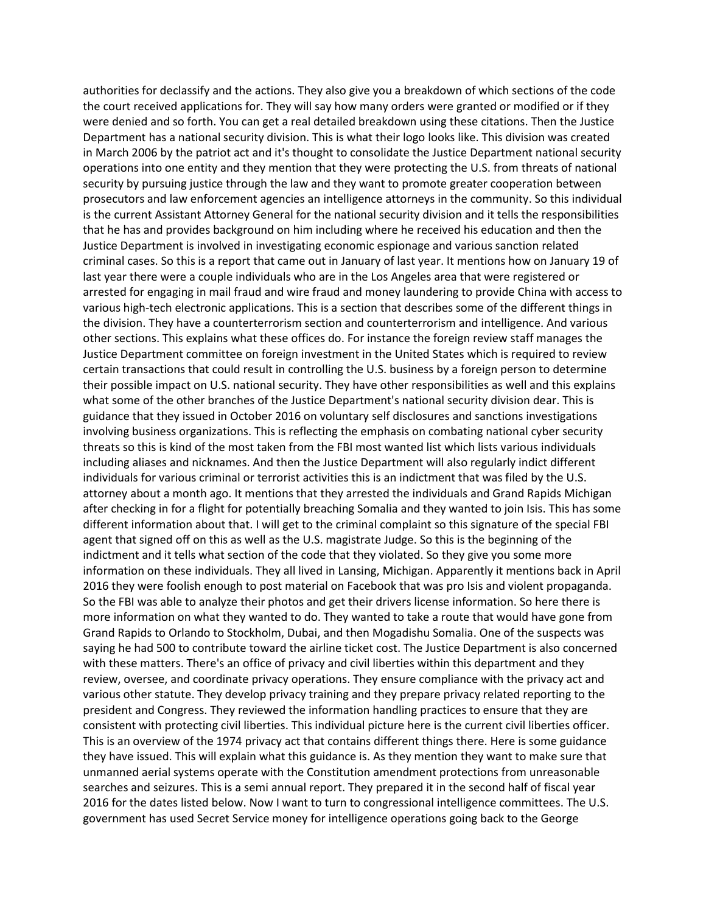authorities for declassify and the actions. They also give you a breakdown of which sections of the code the court received applications for. They will say how many orders were granted or modified or if they were denied and so forth. You can get a real detailed breakdown using these citations. Then the Justice Department has a national security division. This is what their logo looks like. This division was created in March 2006 by the patriot act and it's thought to consolidate the Justice Department national security operations into one entity and they mention that they were protecting the U.S. from threats of national security by pursuing justice through the law and they want to promote greater cooperation between prosecutors and law enforcement agencies an intelligence attorneys in the community. So this individual is the current Assistant Attorney General for the national security division and it tells the responsibilities that he has and provides background on him including where he received his education and then the Justice Department is involved in investigating economic espionage and various sanction related criminal cases. So this is a report that came out in January of last year. It mentions how on January 19 of last year there were a couple individuals who are in the Los Angeles area that were registered or arrested for engaging in mail fraud and wire fraud and money laundering to provide China with access to various high-tech electronic applications. This is a section that describes some of the different things in the division. They have a counterterrorism section and counterterrorism and intelligence. And various other sections. This explains what these offices do. For instance the foreign review staff manages the Justice Department committee on foreign investment in the United States which is required to review certain transactions that could result in controlling the U.S. business by a foreign person to determine their possible impact on U.S. national security. They have other responsibilities as well and this explains what some of the other branches of the Justice Department's national security division dear. This is guidance that they issued in October 2016 on voluntary self disclosures and sanctions investigations involving business organizations. This is reflecting the emphasis on combating national cyber security threats so this is kind of the most taken from the FBI most wanted list which lists various individuals including aliases and nicknames. And then the Justice Department will also regularly indict different individuals for various criminal or terrorist activities this is an indictment that was filed by the U.S. attorney about a month ago. It mentions that they arrested the individuals and Grand Rapids Michigan after checking in for a flight for potentially breaching Somalia and they wanted to join Isis. This has some different information about that. I will get to the criminal complaint so this signature of the special FBI agent that signed off on this as well as the U.S. magistrate Judge. So this is the beginning of the indictment and it tells what section of the code that they violated. So they give you some more information on these individuals. They all lived in Lansing, Michigan. Apparently it mentions back in April 2016 they were foolish enough to post material on Facebook that was pro Isis and violent propaganda. So the FBI was able to analyze their photos and get their drivers license information. So here there is more information on what they wanted to do. They wanted to take a route that would have gone from Grand Rapids to Orlando to Stockholm, Dubai, and then Mogadishu Somalia. One of the suspects was saying he had 500 to contribute toward the airline ticket cost. The Justice Department is also concerned with these matters. There's an office of privacy and civil liberties within this department and they review, oversee, and coordinate privacy operations. They ensure compliance with the privacy act and various other statute. They develop privacy training and they prepare privacy related reporting to the president and Congress. They reviewed the information handling practices to ensure that they are consistent with protecting civil liberties. This individual picture here is the current civil liberties officer. This is an overview of the 1974 privacy act that contains different things there. Here is some guidance they have issued. This will explain what this guidance is. As they mention they want to make sure that unmanned aerial systems operate with the Constitution amendment protections from unreasonable searches and seizures. This is a semi annual report. They prepared it in the second half of fiscal year 2016 for the dates listed below. Now I want to turn to congressional intelligence committees. The U.S. government has used Secret Service money for intelligence operations going back to the George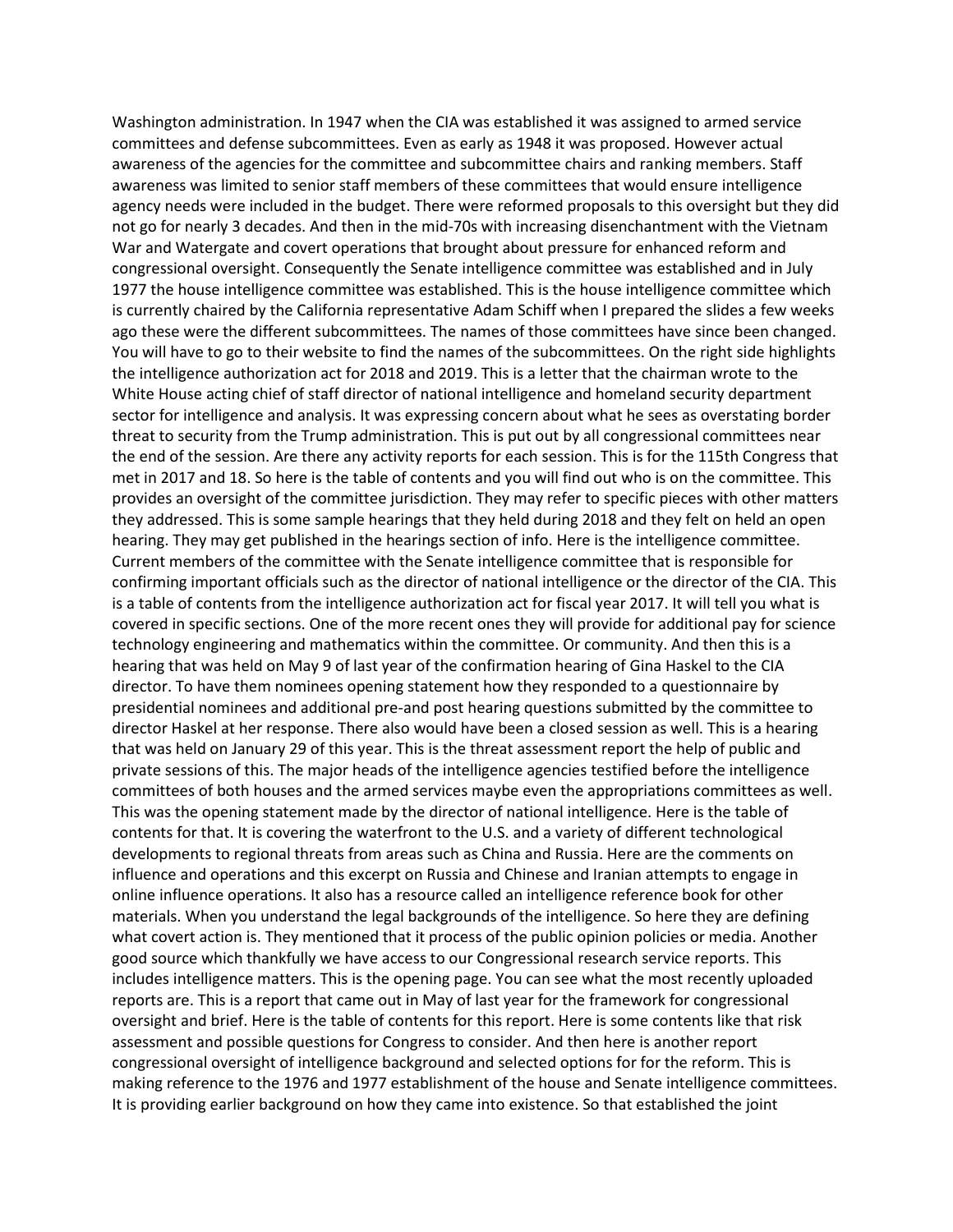Washington administration. In 1947 when the CIA was established it was assigned to armed service committees and defense subcommittees. Even as early as 1948 it was proposed. However actual awareness of the agencies for the committee and subcommittee chairs and ranking members. Staff awareness was limited to senior staff members of these committees that would ensure intelligence agency needs were included in the budget. There were reformed proposals to this oversight but they did not go for nearly 3 decades. And then in the mid-70s with increasing disenchantment with the Vietnam War and Watergate and covert operations that brought about pressure for enhanced reform and congressional oversight. Consequently the Senate intelligence committee was established and in July 1977 the house intelligence committee was established. This is the house intelligence committee which is currently chaired by the California representative Adam Schiff when I prepared the slides a few weeks ago these were the different subcommittees. The names of those committees have since been changed. You will have to go to their website to find the names of the subcommittees. On the right side highlights the intelligence authorization act for 2018 and 2019. This is a letter that the chairman wrote to the White House acting chief of staff director of national intelligence and homeland security department sector for intelligence and analysis. It was expressing concern about what he sees as overstating border threat to security from the Trump administration. This is put out by all congressional committees near the end of the session. Are there any activity reports for each session. This is for the 115th Congress that met in 2017 and 18. So here is the table of contents and you will find out who is on the committee. This provides an oversight of the committee jurisdiction. They may refer to specific pieces with other matters they addressed. This is some sample hearings that they held during 2018 and they felt on held an open hearing. They may get published in the hearings section of info. Here is the intelligence committee. Current members of the committee with the Senate intelligence committee that is responsible for confirming important officials such as the director of national intelligence or the director of the CIA. This is a table of contents from the intelligence authorization act for fiscal year 2017. It will tell you what is covered in specific sections. One of the more recent ones they will provide for additional pay for science technology engineering and mathematics within the committee. Or community. And then this is a hearing that was held on May 9 of last year of the confirmation hearing of Gina Haskel to the CIA director. To have them nominees opening statement how they responded to a questionnaire by presidential nominees and additional pre-and post hearing questions submitted by the committee to director Haskel at her response. There also would have been a closed session as well. This is a hearing that was held on January 29 of this year. This is the threat assessment report the help of public and private sessions of this. The major heads of the intelligence agencies testified before the intelligence committees of both houses and the armed services maybe even the appropriations committees as well. This was the opening statement made by the director of national intelligence. Here is the table of contents for that. It is covering the waterfront to the U.S. and a variety of different technological developments to regional threats from areas such as China and Russia. Here are the comments on influence and operations and this excerpt on Russia and Chinese and Iranian attempts to engage in online influence operations. It also has a resource called an intelligence reference book for other materials. When you understand the legal backgrounds of the intelligence. So here they are defining what covert action is. They mentioned that it process of the public opinion policies or media. Another good source which thankfully we have access to our Congressional research service reports. This includes intelligence matters. This is the opening page. You can see what the most recently uploaded reports are. This is a report that came out in May of last year for the framework for congressional oversight and brief. Here is the table of contents for this report. Here is some contents like that risk assessment and possible questions for Congress to consider. And then here is another report congressional oversight of intelligence background and selected options for for the reform. This is making reference to the 1976 and 1977 establishment of the house and Senate intelligence committees. It is providing earlier background on how they came into existence. So that established the joint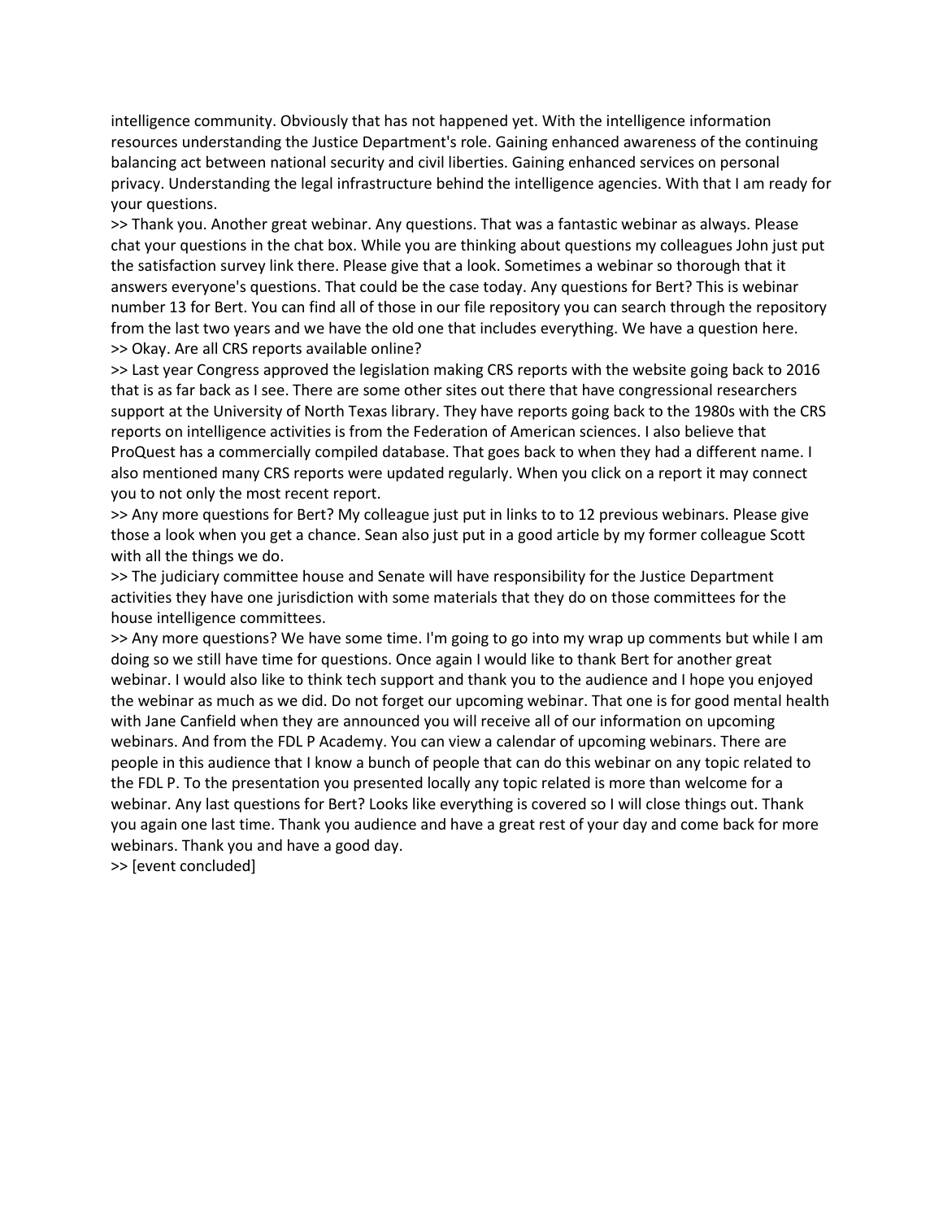intelligence community. Obviously that has not happened yet. With the intelligence information resources understanding the Justice Department's role. Gaining enhanced awareness of the continuing balancing act between national security and civil liberties. Gaining enhanced services on personal privacy. Understanding the legal infrastructure behind the intelligence agencies. With that I am ready for your questions.

>> Thank you. Another great webinar. Any questions. That was a fantastic webinar as always. Please chat your questions in the chat box. While you are thinking about questions my colleagues John just put the satisfaction survey link there. Please give that a look. Sometimes a webinar so thorough that it answers everyone's questions. That could be the case today. Any questions for Bert? This is webinar number 13 for Bert. You can find all of those in our file repository you can search through the repository from the last two years and we have the old one that includes everything. We have a question here.

>> Okay. Are all CRS reports available online?

>> Last year Congress approved the legislation making CRS reports with the website going back to 2016 that is as far back as I see. There are some other sites out there that have congressional researchers support at the University of North Texas library. They have reports going back to the 1980s with the CRS reports on intelligence activities is from the Federation of American sciences. I also believe that ProQuest has a commercially compiled database. That goes back to when they had a different name. I also mentioned many CRS reports were updated regularly. When you click on a report it may connect you to not only the most recent report.

>> Any more questions for Bert? My colleague just put in links to to 12 previous webinars. Please give those a look when you get a chance. Sean also just put in a good article by my former colleague Scott with all the things we do.

>> The judiciary committee house and Senate will have responsibility for the Justice Department activities they have one jurisdiction with some materials that they do on those committees for the house intelligence committees.

>> Any more questions? We have some time. I'm going to go into my wrap up comments but while I am doing so we still have time for questions. Once again I would like to thank Bert for another great webinar. I would also like to think tech support and thank you to the audience and I hope you enjoyed the webinar as much as we did. Do not forget our upcoming webinar. That one is for good mental health with Jane Canfield when they are announced you will receive all of our information on upcoming webinars. And from the FDL P Academy. You can view a calendar of upcoming webinars. There are people in this audience that I know a bunch of people that can do this webinar on any topic related to the FDL P. To the presentation you presented locally any topic related is more than welcome for a webinar. Any last questions for Bert? Looks like everything is covered so I will close things out. Thank you again one last time. Thank you audience and have a great rest of your day and come back for more webinars. Thank you and have a good day.

>> [event concluded]